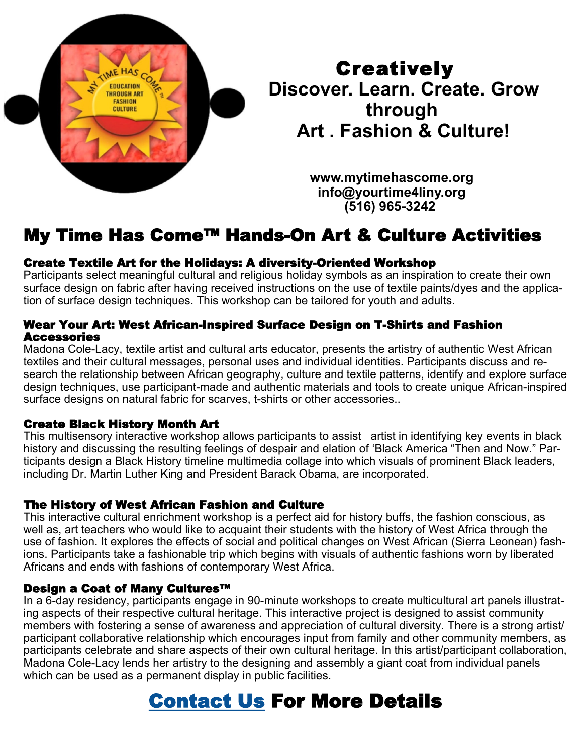# Creatively
## Discover. Learn. Create. Grow through Art . Fashion & Culture!

**www.mytimehascome.org**
**info@yourtime4liny.org**
**(516) 965-3242**

## My Time Has Come™ Hands-On Art & Culture Activities

### Create Textile Art for the Holidays: A diversity-Oriented Workshop

Participants select meaningful cultural and religious holiday symbols as an inspiration to create their own surface design on fabric after having received instructions on the use of textile paints/dyes and the application of surface design techniques. This workshop can be tailored for youth and adults.

### Wear Your Art: West African-Inspired Surface Design on T-Shirts and Fashion Accessories

Madona Cole-Lacy, textile artist and cultural arts educator, presents the artistry of authentic West African textiles and their cultural messages, personal uses and individual identities. Participants discuss and research the relationship between African geography, culture and textile patterns, identify and explore surface design techniques, use participant-made and authentic materials and tools to create unique African-inspired surface designs on natural fabric for scarves, t-shirts or other accessories..

### Create Black History Month Art

This multisensory interactive workshop allows participants to assist artist in identifying key events in black history and discussing the resulting feelings of despair and elation of 'Black America "Then and Now." Participants design a Black History timeline multimedia collage into which visuals of prominent Black leaders, including Dr. Martin Luther King and President Barack Obama, are incorporated.

### The History of West African Fashion and Culture

This interactive cultural enrichment workshop is a perfect aid for history buffs, the fashion conscious, as well as, art teachers who would like to acquaint their students with the history of West Africa through the use of fashion. It explores the effects of social and political changes on West African (Sierra Leonean) fashions. Participants take a fashionable trip which begins with visuals of authentic fashions worn by liberated Africans and ends with fashions of contemporary West Africa.

### Design a Coat of Many Cultures™

In a 6-day residency, participants engage in 90-minute workshops to create multicultural art panels illustrating aspects of their respective cultural heritage. This interactive project is designed to assist community members with fostering a sense of awareness and appreciation of cultural diversity. There is a strong artist/participant collaborative relationship which encourages input from family and other community members, as participants celebrate and share aspects of their own cultural heritage. In this artist/participant collaboration, Madona Cole-Lacy lends her artistry to the designing and assembly a giant coat from individual panels which can be used as a permanent display in public facilities.

## Contact Us For More Details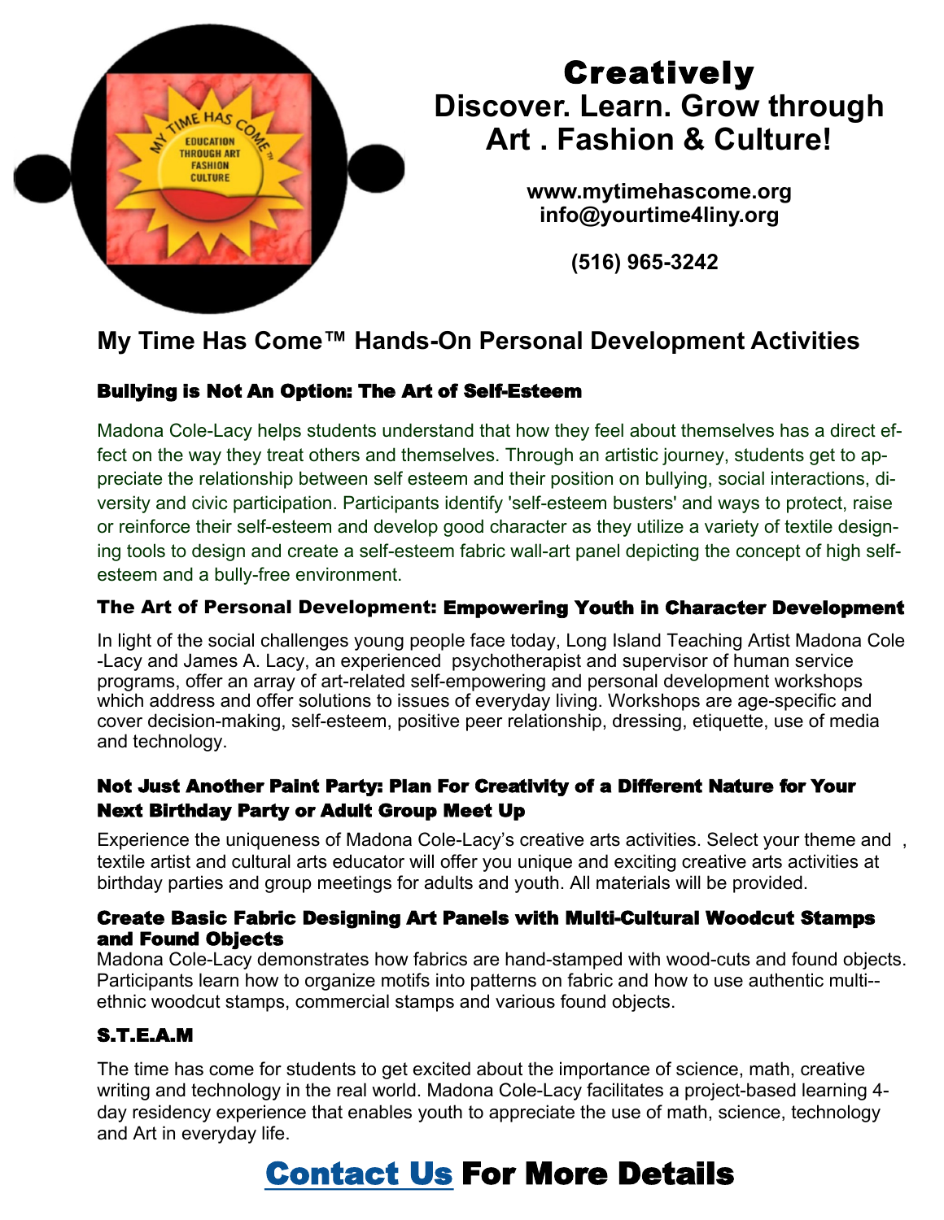# Creatively
## Discover. Learn. Grow through Art . Fashion & Culture!

**www.mytimehascome.org**
**info@yourtime4liny.org**

**(516) 965-3242**

## My Time Has Come™ Hands-On Personal Development Activities

### Bullying is Not An Option: The Art of Self-Esteem

Madona Cole-Lacy helps students understand that how they feel about themselves has a direct effect on the way they treat others and themselves. Through an artistic journey, students get to appreciate the relationship between self esteem and their position on bullying, social interactions, diversity and civic participation. Participants identify 'self-esteem busters' and ways to protect, raise or reinforce their self-esteem and develop good character as they utilize a variety of textile designing tools to design and create a self-esteem fabric wall-art panel depicting the concept of high self-esteem and a bully-free environment.

### The Art of Personal Development: Empowering Youth in Character Development

In light of the social challenges young people face today, Long Island Teaching Artist Madona Cole-Lacy and James A. Lacy, an experienced psychotherapist and supervisor of human service programs, offer an array of art-related self-empowering and personal development workshops which address and offer solutions to issues of everyday living. Workshops are age-specific and cover decision-making, self-esteem, positive peer relationship, dressing, etiquette, use of media and technology.

### Not Just Another Paint Party: Plan For Creativity of a Different Nature for Your Next Birthday Party or Adult Group Meet Up

Experience the uniqueness of Madona Cole-Lacy's creative arts activities. Select your theme and , textile artist and cultural arts educator will offer you unique and exciting creative arts activities at birthday parties and group meetings for adults and youth. All materials will be provided.

### Create Basic Fabric Designing Art Panels with Multi-Cultural Woodcut Stamps and Found Objects

Madona Cole-Lacy demonstrates how fabrics are hand-stamped with wood-cuts and found objects. Participants learn how to organize motifs into patterns on fabric and how to use authentic multi--ethnic woodcut stamps, commercial stamps and various found objects.

### S.T.E.A.M

The time has come for students to get excited about the importance of science, math, creative writing and technology in the real world. Madona Cole-Lacy facilitates a project-based learning 4-day residency experience that enables youth to appreciate the use of math, science, technology and Art in everyday life.

## Contact Us For More Details